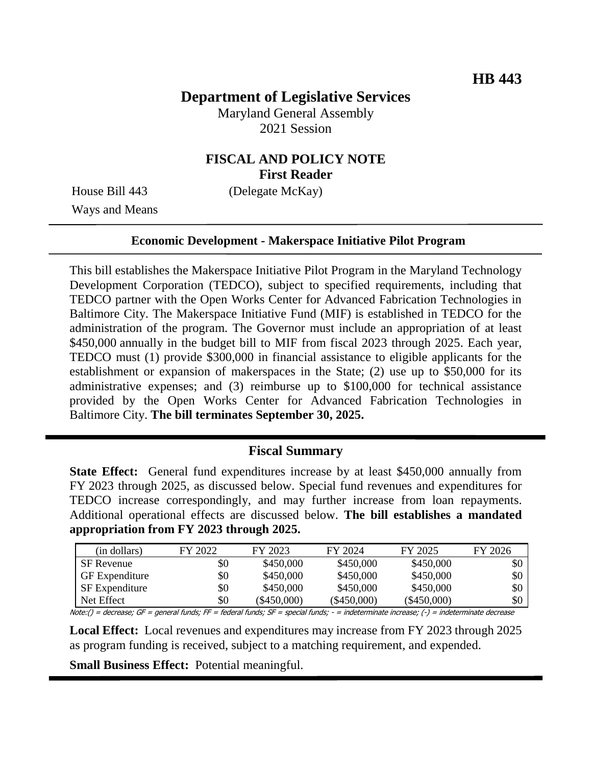**HB 443**

# Department of Legislative Services

Maryland General Assembly
2021 Session

## FISCAL AND POLICY NOTE
**First Reader**

House Bill 443 (Delegate McKay)
Ways and Means

**Economic Development - Makerspace Initiative Pilot Program**

This bill establishes the Makerspace Initiative Pilot Program in the Maryland Technology Development Corporation (TEDCO), subject to specified requirements, including that TEDCO partner with the Open Works Center for Advanced Fabrication Technologies in Baltimore City. The Makerspace Initiative Fund (MIF) is established in TEDCO for the administration of the program. The Governor must include an appropriation of at least $450,000 annually in the budget bill to MIF from fiscal 2023 through 2025. Each year, TEDCO must (1) provide $300,000 in financial assistance to eligible applicants for the establishment or expansion of makerspaces in the State; (2) use up to $50,000 for its administrative expenses; and (3) reimburse up to $100,000 for technical assistance provided by the Open Works Center for Advanced Fabrication Technologies in Baltimore City. **The bill terminates September 30, 2025.**

## Fiscal Summary

**State Effect:** General fund expenditures increase by at least $450,000 annually from FY 2023 through 2025, as discussed below. Special fund revenues and expenditures for TEDCO increase correspondingly, and may further increase from loan repayments. Additional operational effects are discussed below. **The bill establishes a mandated appropriation from FY 2023 through 2025.**

| (in dollars) | FY 2022 | FY 2023 | FY 2024 | FY 2025 | FY 2026 |
|---|---|---|---|---|---|
| SF Revenue | $0 | $450,000 | $450,000 | $450,000 | $0 |
| GF Expenditure | $0 | $450,000 | $450,000 | $450,000 | $0 |
| SF Expenditure | $0 | $450,000 | $450,000 | $450,000 | $0 |
| Net Effect | $0 | ($450,000) | ($450,000) | ($450,000) | $0 |

*Note:() = decrease; GF = general funds; FF = federal funds; SF = special funds; - = indeterminate increase; (-) = indeterminate decrease*

**Local Effect:** Local revenues and expenditures may increase from FY 2023 through 2025 as program funding is received, subject to a matching requirement, and expended.

**Small Business Effect:** Potential meaningful.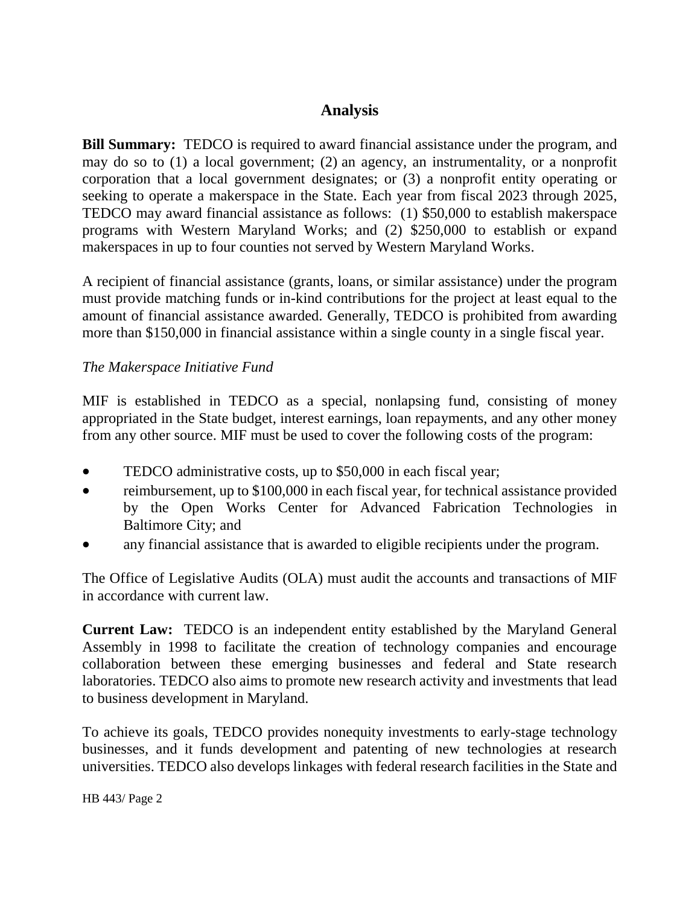## Analysis

**Bill Summary:** TEDCO is required to award financial assistance under the program, and may do so to (1) a local government; (2) an agency, an instrumentality, or a nonprofit corporation that a local government designates; or (3) a nonprofit entity operating or seeking to operate a makerspace in the State. Each year from fiscal 2023 through 2025, TEDCO may award financial assistance as follows: (1) $50,000 to establish makerspace programs with Western Maryland Works; and (2) $250,000 to establish or expand makerspaces in up to four counties not served by Western Maryland Works.

A recipient of financial assistance (grants, loans, or similar assistance) under the program must provide matching funds or in-kind contributions for the project at least equal to the amount of financial assistance awarded. Generally, TEDCO is prohibited from awarding more than $150,000 in financial assistance within a single county in a single fiscal year.

*The Makerspace Initiative Fund*

MIF is established in TEDCO as a special, nonlapsing fund, consisting of money appropriated in the State budget, interest earnings, loan repayments, and any other money from any other source. MIF must be used to cover the following costs of the program:

- TEDCO administrative costs, up to $50,000 in each fiscal year;
- reimbursement, up to $100,000 in each fiscal year, for technical assistance provided by the Open Works Center for Advanced Fabrication Technologies in Baltimore City; and
- any financial assistance that is awarded to eligible recipients under the program.

The Office of Legislative Audits (OLA) must audit the accounts and transactions of MIF in accordance with current law.

**Current Law:** TEDCO is an independent entity established by the Maryland General Assembly in 1998 to facilitate the creation of technology companies and encourage collaboration between these emerging businesses and federal and State research laboratories. TEDCO also aims to promote new research activity and investments that lead to business development in Maryland.

To achieve its goals, TEDCO provides nonequity investments to early-stage technology businesses, and it funds development and patenting of new technologies at research universities. TEDCO also develops linkages with federal research facilities in the State and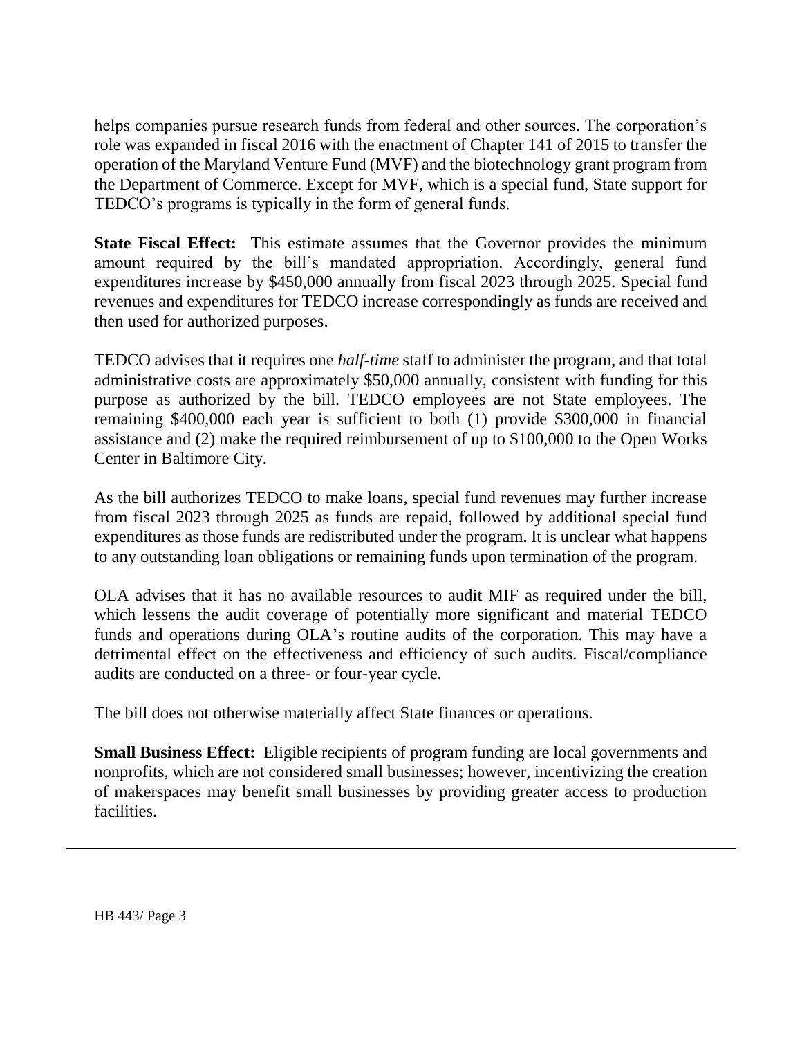helps companies pursue research funds from federal and other sources. The corporation's role was expanded in fiscal 2016 with the enactment of Chapter 141 of 2015 to transfer the operation of the Maryland Venture Fund (MVF) and the biotechnology grant program from the Department of Commerce. Except for MVF, which is a special fund, State support for TEDCO's programs is typically in the form of general funds.

**State Fiscal Effect:** This estimate assumes that the Governor provides the minimum amount required by the bill's mandated appropriation. Accordingly, general fund expenditures increase by $450,000 annually from fiscal 2023 through 2025. Special fund revenues and expenditures for TEDCO increase correspondingly as funds are received and then used for authorized purposes.

TEDCO advises that it requires one *half-time* staff to administer the program, and that total administrative costs are approximately $50,000 annually, consistent with funding for this purpose as authorized by the bill. TEDCO employees are not State employees. The remaining $400,000 each year is sufficient to both (1) provide $300,000 in financial assistance and (2) make the required reimbursement of up to $100,000 to the Open Works Center in Baltimore City.

As the bill authorizes TEDCO to make loans, special fund revenues may further increase from fiscal 2023 through 2025 as funds are repaid, followed by additional special fund expenditures as those funds are redistributed under the program. It is unclear what happens to any outstanding loan obligations or remaining funds upon termination of the program.

OLA advises that it has no available resources to audit MIF as required under the bill, which lessens the audit coverage of potentially more significant and material TEDCO funds and operations during OLA's routine audits of the corporation. This may have a detrimental effect on the effectiveness and efficiency of such audits. Fiscal/compliance audits are conducted on a three- or four-year cycle.

The bill does not otherwise materially affect State finances or operations.

**Small Business Effect:** Eligible recipients of program funding are local governments and nonprofits, which are not considered small businesses; however, incentivizing the creation of makerspaces may benefit small businesses by providing greater access to production facilities.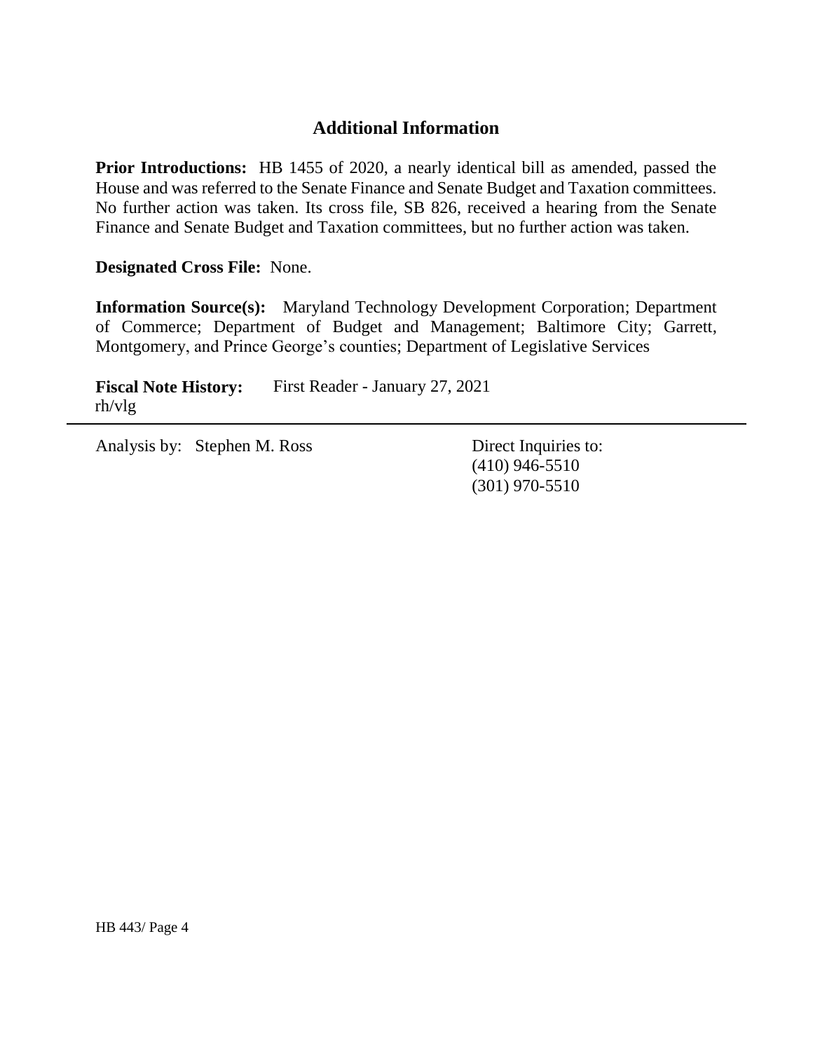## Additional Information

**Prior Introductions:** HB 1455 of 2020, a nearly identical bill as amended, passed the House and was referred to the Senate Finance and Senate Budget and Taxation committees. No further action was taken. Its cross file, SB 826, received a hearing from the Senate Finance and Senate Budget and Taxation committees, but no further action was taken.

**Designated Cross File:** None.

**Information Source(s):** Maryland Technology Development Corporation; Department of Commerce; Department of Budget and Management; Baltimore City; Garrett, Montgomery, and Prince George's counties; Department of Legislative Services

**Fiscal Note History:** First Reader - January 27, 2021
rh/vlg

---

Analysis by: Stephen M. Ross

Direct Inquiries to:
(410) 946-5510
(301) 970-5510